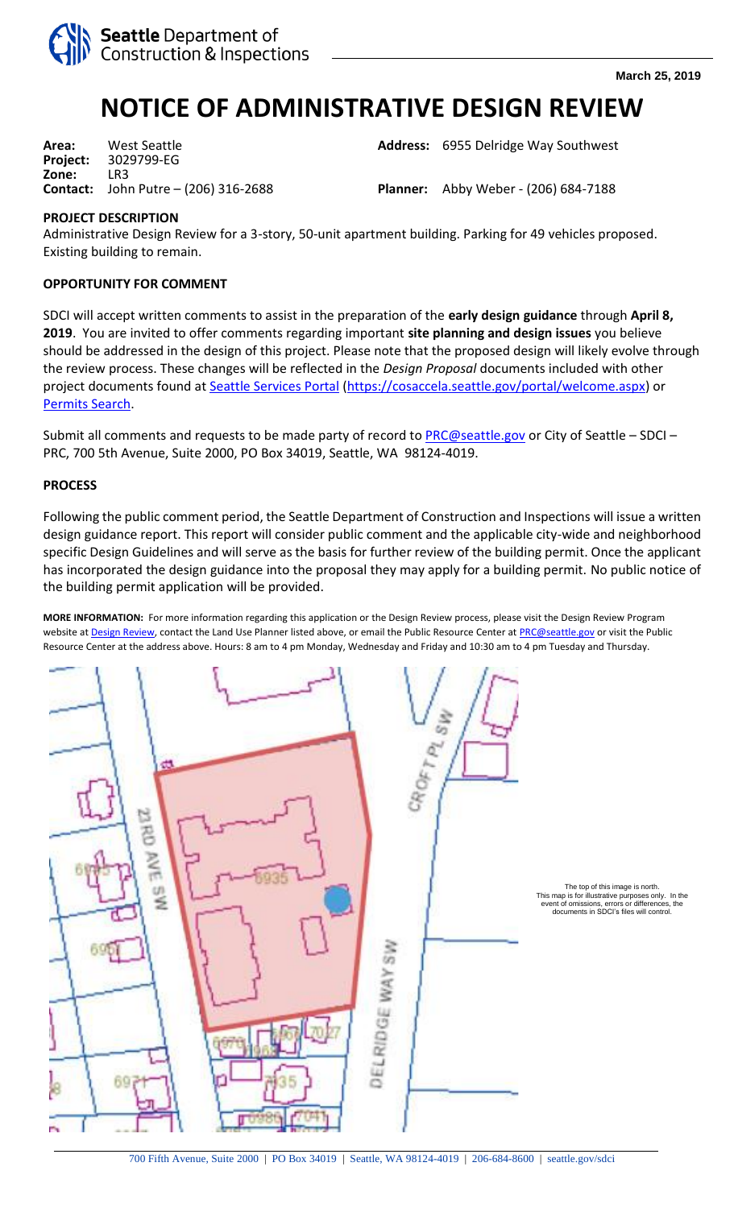Seattle Department of Construction & Inspections

March 25, 2019

# NOTICE OF ADMINISTRATIVE DESIGN REVIEW

**Area:** West Seattle
**Project:** 3029799-EG
**Zone:** LR3
**Contact:** John Putre – (206) 316-2688

**Address:** 6955 Delridge Way Southwest

**Planner:** Abby Weber - (206) 684-7188

**PROJECT DESCRIPTION**

Administrative Design Review for a 3-story, 50-unit apartment building. Parking for 49 vehicles proposed. Existing building to remain.

**OPPORTUNITY FOR COMMENT**

SDCI will accept written comments to assist in the preparation of the **early design guidance** through **April 8, 2019**. You are invited to offer comments regarding important **site planning and design issues** you believe should be addressed in the design of this project. Please note that the proposed design will likely evolve through the review process. These changes will be reflected in the *Design Proposal* documents included with other project documents found at Seattle Services Portal (https://cosaccela.seattle.gov/portal/welcome.aspx) or Permits Search.

Submit all comments and requests to be made party of record to PRC@seattle.gov or City of Seattle – SDCI – PRC, 700 5th Avenue, Suite 2000, PO Box 34019, Seattle, WA 98124-4019.

**PROCESS**

Following the public comment period, the Seattle Department of Construction and Inspections will issue a written design guidance report. This report will consider public comment and the applicable city-wide and neighborhood specific Design Guidelines and will serve as the basis for further review of the building permit. Once the applicant has incorporated the design guidance into the proposal they may apply for a building permit. No public notice of the building permit application will be provided.

**MORE INFORMATION:** For more information regarding this application or the Design Review process, please visit the Design Review Program website at Design Review, contact the Land Use Planner listed above, or email the Public Resource Center at PRC@seattle.gov or visit the Public Resource Center at the address above. Hours: 8 am to 4 pm Monday, Wednesday and Friday and 10:30 am to 4 pm Tuesday and Thursday.

23RD AVE SW

CROFT PL SW

DELRIDGE WAY SW

6935

The top of this image is north.
This map is for illustrative purposes only. In the event of omissions, errors or differences, the documents in SDCI's files will control.

700 Fifth Avenue, Suite 2000 | PO Box 34019 | Seattle, WA 98124-4019 | 206-684-8600 | seattle.gov/sdci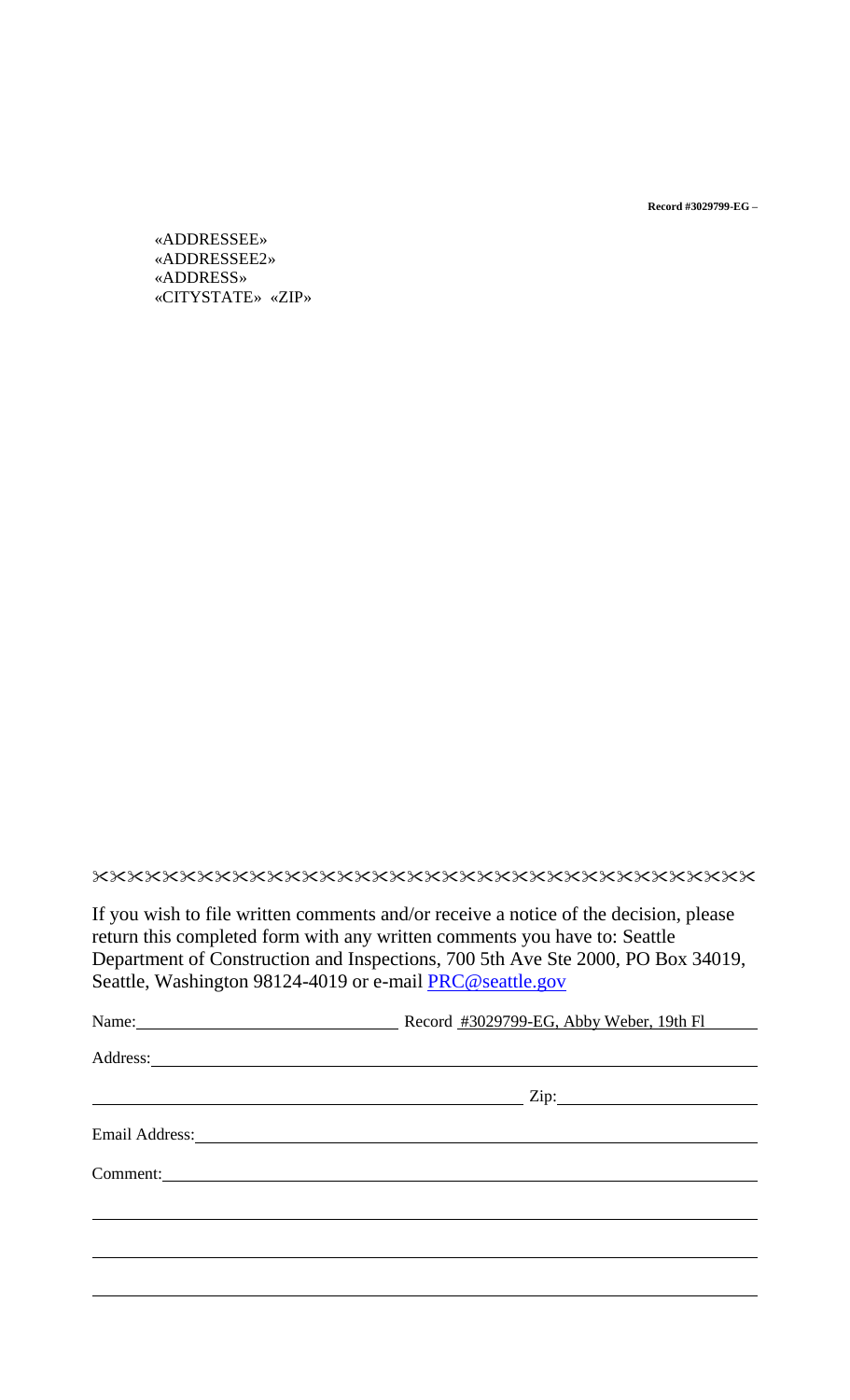**Record #3029799-EG –**

«ADDRESSEE»
«ADDRESSEE2»
«ADDRESS»
«CITYSTATE» «ZIP»

✂✂✂✂✂✂✂✂✂✂✂✂✂✂✂✂✂✂✂✂✂✂✂✂✂✂✂✂✂✂✂✂✂✂✂✂✂✂✂✂

If you wish to file written comments and/or receive a notice of the decision, please return this completed form with any written comments you have to: Seattle Department of Construction and Inspections, 700 5th Ave Ste 2000, PO Box 34019, Seattle, Washington 98124-4019 or e-mail PRC@seattle.gov

Name:\_\_\_\_\_\_\_\_\_\_\_\_\_\_\_\_\_\_\_\_\_\_\_\_\_\_\_\_\_\_ Record #3029799-EG, Abby Weber, 19th Fl

Address:\_\_\_\_\_\_\_\_\_\_\_\_\_\_\_\_\_\_\_\_\_\_\_\_\_\_\_\_\_\_\_\_\_\_\_\_\_\_\_\_\_\_\_\_\_\_\_\_\_\_\_\_\_\_\_\_\_\_\_\_\_\_\_\_

\_\_\_\_\_\_\_\_\_\_\_\_\_\_\_\_\_\_\_\_\_\_\_\_\_\_\_\_\_\_\_\_\_\_\_\_\_\_\_\_\_\_\_\_\_\_\_\_ Zip:\_\_\_\_\_\_\_\_\_\_\_\_\_\_\_\_\_\_\_\_\_\_\_

Email Address:\_\_\_\_\_\_\_\_\_\_\_\_\_\_\_\_\_\_\_\_\_\_\_\_\_\_\_\_\_\_\_\_\_\_\_\_\_\_\_\_\_\_\_\_\_\_\_\_\_\_\_\_\_\_\_\_\_\_\_\_

Comment:\_\_\_\_\_\_\_\_\_\_\_\_\_\_\_\_\_\_\_\_\_\_\_\_\_\_\_\_\_\_\_\_\_\_\_\_\_\_\_\_\_\_\_\_\_\_\_\_\_\_\_\_\_\_\_\_\_\_\_\_\_\_\_\_